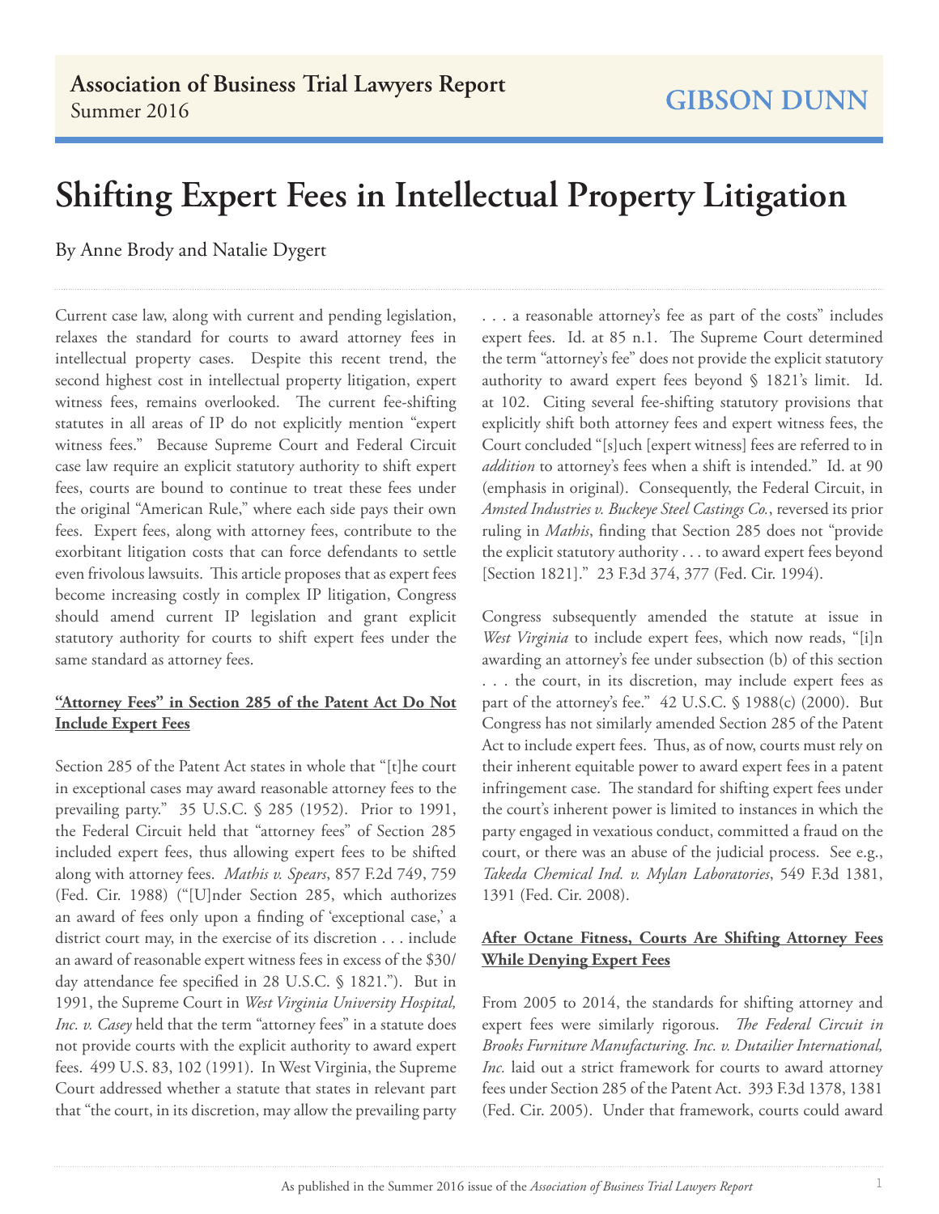Association of Business Trial Lawyers Report
Summer 2016

GIBSON DUNN

# Shifting Expert Fees in Intellectual Property Litigation

By Anne Brody and Natalie Dygert

Current case law, along with current and pending legislation, relaxes the standard for courts to award attorney fees in intellectual property cases. Despite this recent trend, the second highest cost in intellectual property litigation, expert witness fees, remains overlooked. The current fee-shifting statutes in all areas of IP do not explicitly mention "expert witness fees." Because Supreme Court and Federal Circuit case law require an explicit statutory authority to shift expert fees, courts are bound to continue to treat these fees under the original "American Rule," where each side pays their own fees. Expert fees, along with attorney fees, contribute to the exorbitant litigation costs that can force defendants to settle even frivolous lawsuits. This article proposes that as expert fees become increasing costly in complex IP litigation, Congress should amend current IP legislation and grant explicit statutory authority for courts to shift expert fees under the same standard as attorney fees.

**"Attorney Fees" in Section 285 of the Patent Act Do Not Include Expert Fees**

Section 285 of the Patent Act states in whole that "[t]he court in exceptional cases may award reasonable attorney fees to the prevailing party." 35 U.S.C. § 285 (1952). Prior to 1991, the Federal Circuit held that "attorney fees" of Section 285 included expert fees, thus allowing expert fees to be shifted along with attorney fees. *Mathis v. Spears*, 857 F.2d 749, 759 (Fed. Cir. 1988) ("[U]nder Section 285, which authorizes an award of fees only upon a finding of 'exceptional case,' a district court may, in the exercise of its discretion . . . include an award of reasonable expert witness fees in excess of the $30/day attendance fee specified in 28 U.S.C. § 1821."). But in 1991, the Supreme Court in *West Virginia University Hospital, Inc. v. Casey* held that the term "attorney fees" in a statute does not provide courts with the explicit authority to award expert fees. 499 U.S. 83, 102 (1991). In West Virginia, the Supreme Court addressed whether a statute that states in relevant part that "the court, in its discretion, may allow the prevailing party . . . a reasonable attorney's fee as part of the costs" includes expert fees. Id. at 85 n.1. The Supreme Court determined the term "attorney's fee" does not provide the explicit statutory authority to award expert fees beyond § 1821's limit. Id. at 102. Citing several fee-shifting statutory provisions that explicitly shift both attorney fees and expert witness fees, the Court concluded "[s]uch [expert witness] fees are referred to in *addition* to attorney's fees when a shift is intended." Id. at 90 (emphasis in original). Consequently, the Federal Circuit, in *Amsted Industries v. Buckeye Steel Castings Co.*, reversed its prior ruling in *Mathis*, finding that Section 285 does not "provide the explicit statutory authority . . . to award expert fees beyond [Section 1821]." 23 F.3d 374, 377 (Fed. Cir. 1994).

Congress subsequently amended the statute at issue in *West Virginia* to include expert fees, which now reads, "[i]n awarding an attorney's fee under subsection (b) of this section . . . the court, in its discretion, may include expert fees as part of the attorney's fee." 42 U.S.C. § 1988(c) (2000). But Congress has not similarly amended Section 285 of the Patent Act to include expert fees. Thus, as of now, courts must rely on their inherent equitable power to award expert fees in a patent infringement case. The standard for shifting expert fees under the court's inherent power is limited to instances in which the party engaged in vexatious conduct, committed a fraud on the court, or there was an abuse of the judicial process. See e.g., *Takeda Chemical Ind. v. Mylan Laboratories*, 549 F.3d 1381, 1391 (Fed. Cir. 2008).

**After Octane Fitness, Courts Are Shifting Attorney Fees While Denying Expert Fees**

From 2005 to 2014, the standards for shifting attorney and expert fees were similarly rigorous. *The Federal Circuit in Brooks Furniture Manufacturing. Inc. v. Dutailier International, Inc.* laid out a strict framework for courts to award attorney fees under Section 285 of the Patent Act. 393 F.3d 1378, 1381 (Fed. Cir. 2005). Under that framework, courts could award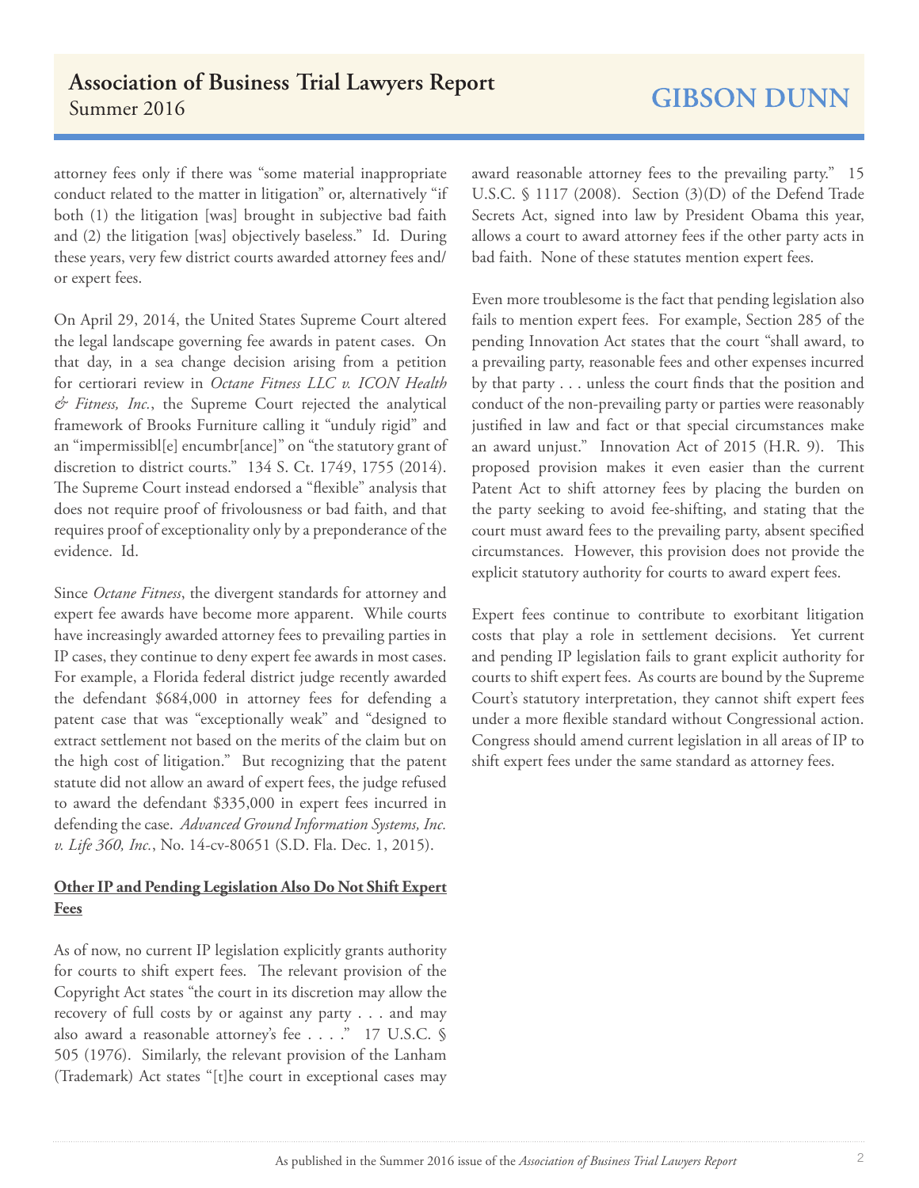attorney fees only if there was "some material inappropriate conduct related to the matter in litigation" or, alternatively "if both (1) the litigation [was] brought in subjective bad faith and (2) the litigation [was] objectively baseless." Id. During these years, very few district courts awarded attorney fees and/or expert fees.

On April 29, 2014, the United States Supreme Court altered the legal landscape governing fee awards in patent cases. On that day, in a sea change decision arising from a petition for certiorari review in *Octane Fitness LLC v. ICON Health & Fitness, Inc.*, the Supreme Court rejected the analytical framework of Brooks Furniture calling it "unduly rigid" and an "impermissibl[e] encumbr[ance]" on "the statutory grant of discretion to district courts." 134 S. Ct. 1749, 1755 (2014). The Supreme Court instead endorsed a "flexible" analysis that does not require proof of frivolousness or bad faith, and that requires proof of exceptionality only by a preponderance of the evidence. Id.

Since *Octane Fitness*, the divergent standards for attorney and expert fee awards have become more apparent. While courts have increasingly awarded attorney fees to prevailing parties in IP cases, they continue to deny expert fee awards in most cases. For example, a Florida federal district judge recently awarded the defendant $684,000 in attorney fees for defending a patent case that was "exceptionally weak" and "designed to extract settlement not based on the merits of the claim but on the high cost of litigation." But recognizing that the patent statute did not allow an award of expert fees, the judge refused to award the defendant $335,000 in expert fees incurred in defending the case. *Advanced Ground Information Systems, Inc. v. Life 360, Inc.*, No. 14-cv-80651 (S.D. Fla. Dec. 1, 2015).

**Other IP and Pending Legislation Also Do Not Shift Expert Fees**

As of now, no current IP legislation explicitly grants authority for courts to shift expert fees. The relevant provision of the Copyright Act states "the court in its discretion may allow the recovery of full costs by or against any party . . . and may also award a reasonable attorney's fee . . . ." 17 U.S.C. § 505 (1976). Similarly, the relevant provision of the Lanham (Trademark) Act states "[t]he court in exceptional cases may award reasonable attorney fees to the prevailing party." 15 U.S.C. § 1117 (2008). Section (3)(D) of the Defend Trade Secrets Act, signed into law by President Obama this year, allows a court to award attorney fees if the other party acts in bad faith. None of these statutes mention expert fees.

Even more troublesome is the fact that pending legislation also fails to mention expert fees. For example, Section 285 of the pending Innovation Act states that the court "shall award, to a prevailing party, reasonable fees and other expenses incurred by that party . . . unless the court finds that the position and conduct of the non-prevailing party or parties were reasonably justified in law and fact or that special circumstances make an award unjust." Innovation Act of 2015 (H.R. 9). This proposed provision makes it even easier than the current Patent Act to shift attorney fees by placing the burden on the party seeking to avoid fee-shifting, and stating that the court must award fees to the prevailing party, absent specified circumstances. However, this provision does not provide the explicit statutory authority for courts to award expert fees.

Expert fees continue to contribute to exorbitant litigation costs that play a role in settlement decisions. Yet current and pending IP legislation fails to grant explicit authority for courts to shift expert fees. As courts are bound by the Supreme Court's statutory interpretation, they cannot shift expert fees under a more flexible standard without Congressional action. Congress should amend current legislation in all areas of IP to shift expert fees under the same standard as attorney fees.